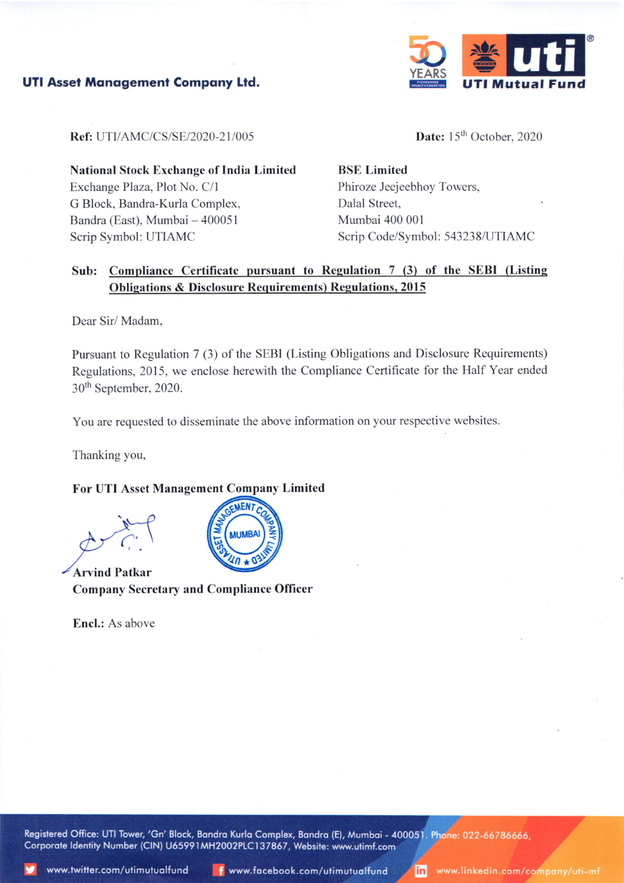**UTI Asset Management Company Ltd.**

**UTI Mutual Fund**

**Ref:** UTI/AMC/CS/SE/2020-21/005

**Date:** 15th October, 2020

**National Stock Exchange of India Limited**
Exchange Plaza, Plot No. C/1
G Block, Bandra-Kurla Complex,
Bandra (East), Mumbai – 400051
Scrip Symbol: UTIAMC

**BSE Limited**
Phiroze Jeejeebhoy Towers,
Dalal Street,
Mumbai 400 001
Scrip Code/Symbol: 543238/UTIAMC

**Sub: Compliance Certificate pursuant to Regulation 7 (3) of the SEBI (Listing Obligations & Disclosure Requirements) Regulations, 2015**

Dear Sir/ Madam,

Pursuant to Regulation 7 (3) of the SEBI (Listing Obligations and Disclosure Requirements) Regulations, 2015, we enclose herewith the Compliance Certificate for the Half Year ended 30th September, 2020.

You are requested to disseminate the above information on your respective websites.

Thanking you,

**For UTI Asset Management Company Limited**

**Arvind Patkar**
**Company Secretary and Compliance Officer**

**Encl.:** As above

Registered Office: UTI Tower, 'Gn' Block, Bandra Kurla Complex, Bandra (E), Mumbai - 400051. Phone: 022-66786666, Corporate Identity Number (CIN) U65991MH2002PLC137867, Website: www.utimf.com

www.twitter.com/utimutualfund www.facebook.com/utimutualfund www.linkedin.com/company/uti-mf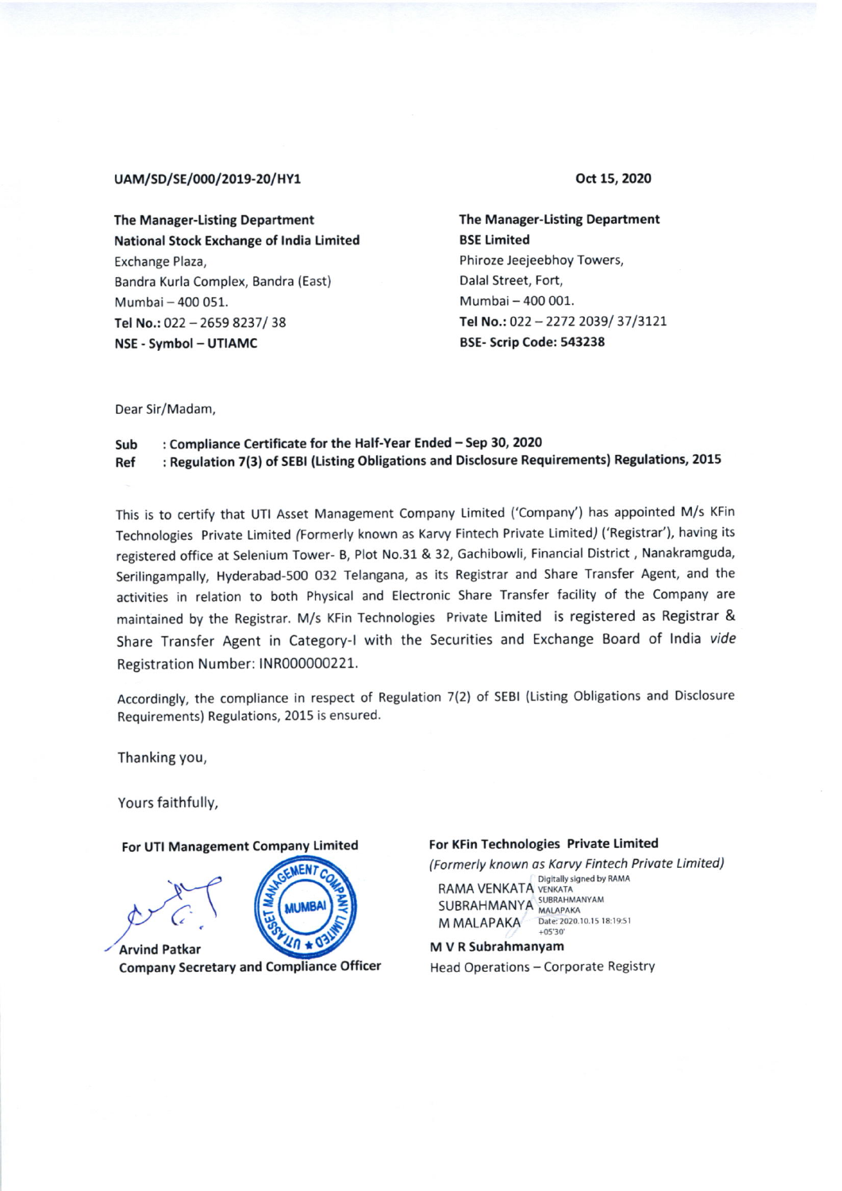**UAM/SD/SE/000/2019-20/HY1**

**Oct 15, 2020**

**The Manager-Listing Department**
**National Stock Exchange of India Limited**
Exchange Plaza,
Bandra Kurla Complex, Bandra (East)
Mumbai – 400 051.
**Tel No.:** 022 – 2659 8237/ 38
**NSE - Symbol – UTIAMC**

**The Manager-Listing Department**
**BSE Limited**
Phiroze Jeejeebhoy Towers,
Dalal Street, Fort,
Mumbai – 400 001.
**Tel No.:** 022 – 2272 2039/ 37/3121
**BSE- Scrip Code: 543238**

Dear Sir/Madam,

**Sub : Compliance Certificate for the Half-Year Ended – Sep 30, 2020**
**Ref : Regulation 7(3) of SEBI (Listing Obligations and Disclosure Requirements) Regulations, 2015**

This is to certify that UTI Asset Management Company Limited ('Company') has appointed M/s KFin Technologies Private Limited *(Formerly known as Karvy Fintech Private Limited)* ('Registrar'), having its registered office at Selenium Tower- B, Plot No.31 & 32, Gachibowli, Financial District , Nanakramguda, Serilingampally, Hyderabad-500 032 Telangana, as its Registrar and Share Transfer Agent, and the activities in relation to both Physical and Electronic Share Transfer facility of the Company are maintained by the Registrar. M/s KFin Technologies Private Limited is registered as Registrar & Share Transfer Agent in Category-I with the Securities and Exchange Board of India *vide* Registration Number: INR000000221.

Accordingly, the compliance in respect of Regulation 7(2) of SEBI (Listing Obligations and Disclosure Requirements) Regulations, 2015 is ensured.

Thanking you,

Yours faithfully,

**For UTI Management Company Limited**

Arvind Patkar
**Company Secretary and Compliance Officer**

**For KFin Technologies Private Limited**
*(Formerly known as Karvy Fintech Private Limited)*

RAMA VENKATA SUBRAHMANYA M MALAPAKA
Digitally signed by RAMA VENKATA SUBRAHMANYAM MALAPAKA
Date: 2020.10.15 18:19:51 +05'30'

**M V R Subrahmanyam**
Head Operations – Corporate Registry